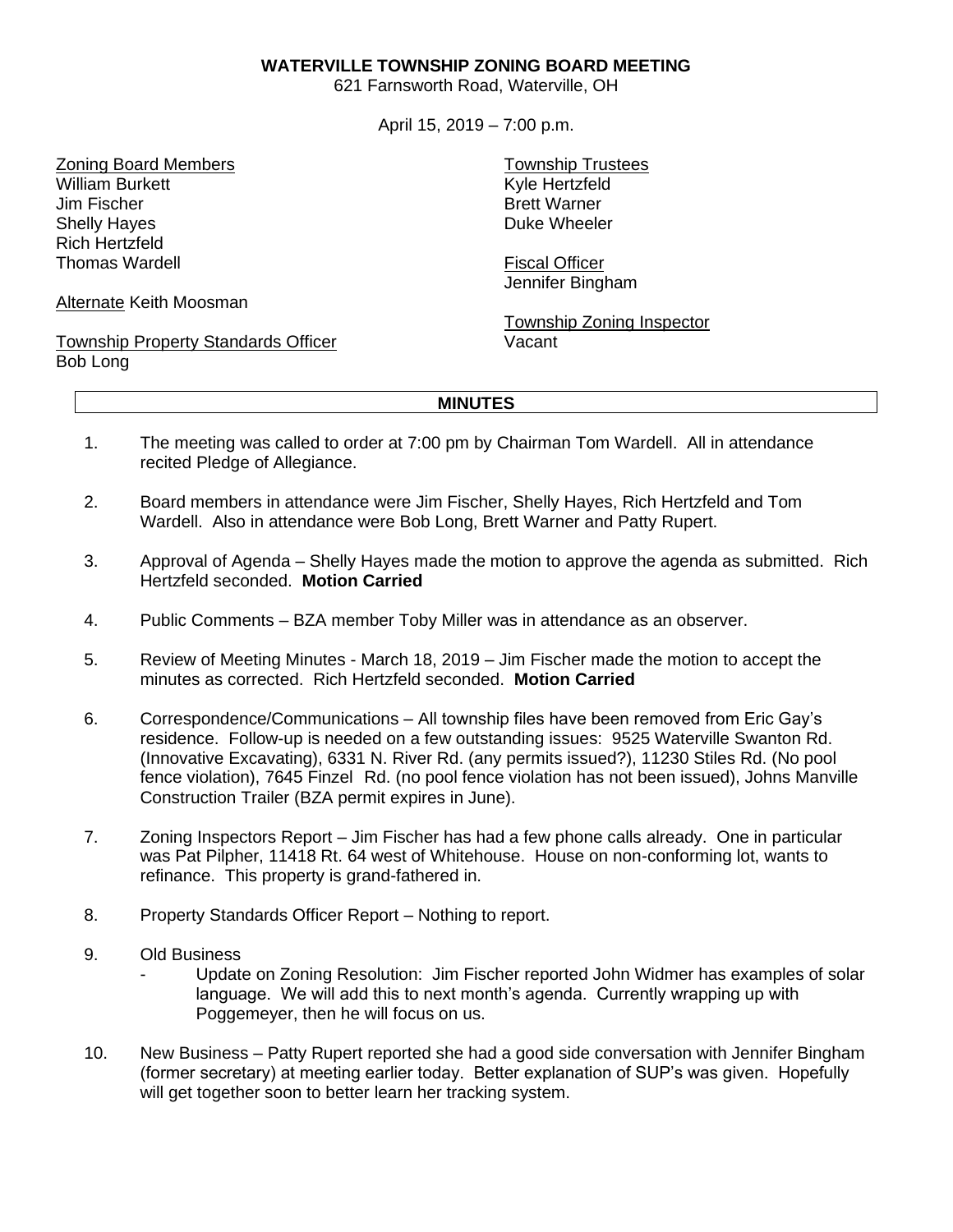# WATERVILLE TOWNSHIP ZONING BOARD MEETING

621 Farnsworth Road, Waterville, OH

April 15, 2019 – 7:00 p.m.

Zoning Board Members
William Burkett
Jim Fischer
Shelly Hayes
Rich Hertzfeld
Thomas Wardell

Alternate Keith Moosman

Township Property Standards Officer
Bob Long

Township Trustees
Kyle Hertzfeld
Brett Warner
Duke Wheeler

Fiscal Officer
Jennifer Bingham

Township Zoning Inspector
Vacant

## MINUTES

1. The meeting was called to order at 7:00 pm by Chairman Tom Wardell. All in attendance recited Pledge of Allegiance.

2. Board members in attendance were Jim Fischer, Shelly Hayes, Rich Hertzfeld and Tom Wardell. Also in attendance were Bob Long, Brett Warner and Patty Rupert.

3. Approval of Agenda – Shelly Hayes made the motion to approve the agenda as submitted. Rich Hertzfeld seconded. **Motion Carried**

4. Public Comments – BZA member Toby Miller was in attendance as an observer.

5. Review of Meeting Minutes - March 18, 2019 – Jim Fischer made the motion to accept the minutes as corrected. Rich Hertzfeld seconded. **Motion Carried**

6. Correspondence/Communications – All township files have been removed from Eric Gay's residence. Follow-up is needed on a few outstanding issues: 9525 Waterville Swanton Rd. (Innovative Excavating), 6331 N. River Rd. (any permits issued?), 11230 Stiles Rd. (No pool fence violation), 7645 Finzel Rd. (no pool fence violation has not been issued), Johns Manville Construction Trailer (BZA permit expires in June).

7. Zoning Inspectors Report – Jim Fischer has had a few phone calls already. One in particular was Pat Pilpher, 11418 Rt. 64 west of Whitehouse. House on non-conforming lot, wants to refinance. This property is grand-fathered in.

8. Property Standards Officer Report – Nothing to report.

9. Old Business
   - Update on Zoning Resolution: Jim Fischer reported John Widmer has examples of solar language. We will add this to next month's agenda. Currently wrapping up with Poggemeyer, then he will focus on us.

10. New Business – Patty Rupert reported she had a good side conversation with Jennifer Bingham (former secretary) at meeting earlier today. Better explanation of SUP's was given. Hopefully will get together soon to better learn her tracking system.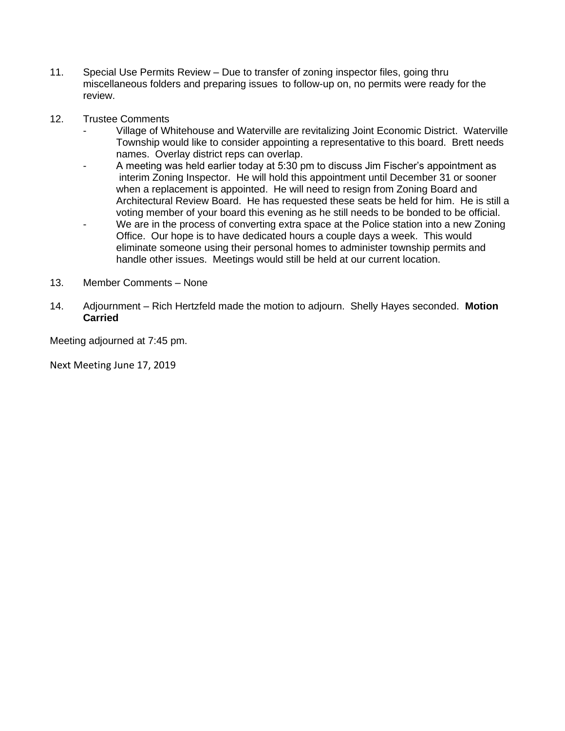11. Special Use Permits Review – Due to transfer of zoning inspector files, going thru miscellaneous folders and preparing issues to follow-up on, no permits were ready for the review.

12. Trustee Comments
    - Village of Whitehouse and Waterville are revitalizing Joint Economic District. Waterville Township would like to consider appointing a representative to this board. Brett needs names. Overlay district reps can overlap.
    - A meeting was held earlier today at 5:30 pm to discuss Jim Fischer's appointment as interim Zoning Inspector. He will hold this appointment until December 31 or sooner when a replacement is appointed. He will need to resign from Zoning Board and Architectural Review Board. He has requested these seats be held for him. He is still a voting member of your board this evening as he still needs to be bonded to be official.
    - We are in the process of converting extra space at the Police station into a new Zoning Office. Our hope is to have dedicated hours a couple days a week. This would eliminate someone using their personal homes to administer township permits and handle other issues. Meetings would still be held at our current location.

13. Member Comments – None

14. Adjournment – Rich Hertzfeld made the motion to adjourn. Shelly Hayes seconded. **Motion Carried**

Meeting adjourned at 7:45 pm.

Next Meeting June 17, 2019